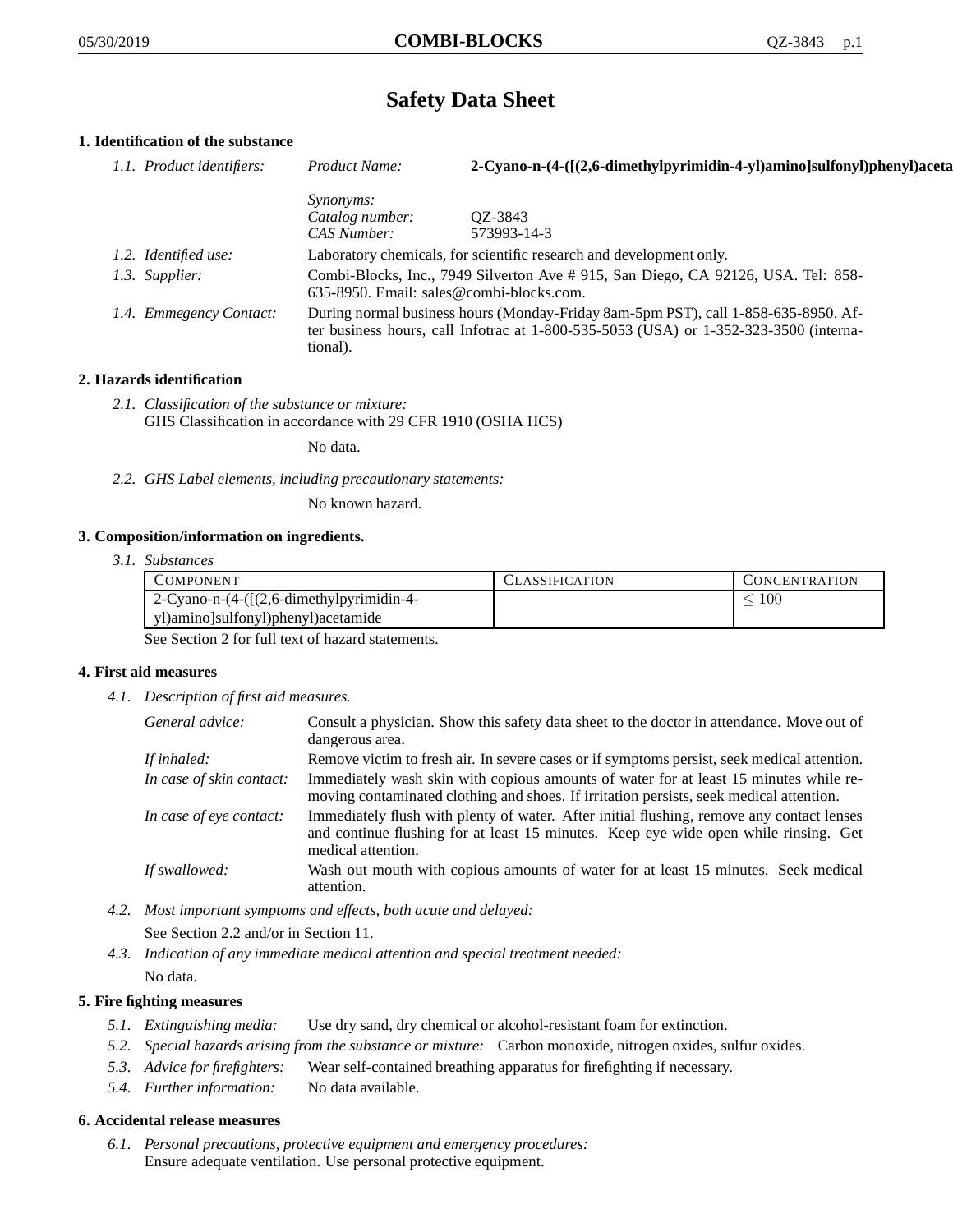# Safety Data Sheet

## 1. Identification of the substance

*1.1. Product identifiers:*

*Product Name:* **2-Cyano-n-(4-([(2,6-dimethylpyrimidin-4-yl)amino]sulfonyl)phenyl)aceta**

*Synonyms:*

*Catalog number:* QZ-3843

*CAS Number:* 573993-14-3

*1.2. Identified use:* Laboratory chemicals, for scientific research and development only.

*1.3. Supplier:* Combi-Blocks, Inc., 7949 Silverton Ave # 915, San Diego, CA 92126, USA. Tel: 858-635-8950. Email: sales@combi-blocks.com.

*1.4. Emmegency Contact:* During normal business hours (Monday-Friday 8am-5pm PST), call 1-858-635-8950. After business hours, call Infotrac at 1-800-535-5053 (USA) or 1-352-323-3500 (international).

## 2. Hazards identification

*2.1. Classification of the substance or mixture:*
GHS Classification in accordance with 29 CFR 1910 (OSHA HCS)

No data.

*2.2. GHS Label elements, including precautionary statements:*

No known hazard.

## 3. Composition/information on ingredients.

*3.1. Substances*

| Component | Classification | Concentration |
|---|---|---|
| 2-Cyano-n-(4-([(2,6-dimethylpyrimidin-4-yl)amino]sulfonyl)phenyl)acetamide | | $\leq 100$ |

See Section 2 for full text of hazard statements.

## 4. First aid measures

*4.1. Description of first aid measures.*

*General advice:* Consult a physician. Show this safety data sheet to the doctor in attendance. Move out of dangerous area.

*If inhaled:* Remove victim to fresh air. In severe cases or if symptoms persist, seek medical attention.

*In case of skin contact:* Immediately wash skin with copious amounts of water for at least 15 minutes while removing contaminated clothing and shoes. If irritation persists, seek medical attention.

*In case of eye contact:* Immediately flush with plenty of water. After initial flushing, remove any contact lenses and continue flushing for at least 15 minutes. Keep eye wide open while rinsing. Get medical attention.

*If swallowed:* Wash out mouth with copious amounts of water for at least 15 minutes. Seek medical attention.

*4.2. Most important symptoms and effects, both acute and delayed:*

See Section 2.2 and/or in Section 11.

*4.3. Indication of any immediate medical attention and special treatment needed:*

No data.

## 5. Fire fighting measures

*5.1. Extinguishing media:* Use dry sand, dry chemical or alcohol-resistant foam for extinction.

*5.2. Special hazards arising from the substance or mixture:* Carbon monoxide, nitrogen oxides, sulfur oxides.

*5.3. Advice for firefighters:* Wear self-contained breathing apparatus for firefighting if necessary.

*5.4. Further information:* No data available.

## 6. Accidental release measures

*6.1. Personal precautions, protective equipment and emergency procedures:*
Ensure adequate ventilation. Use personal protective equipment.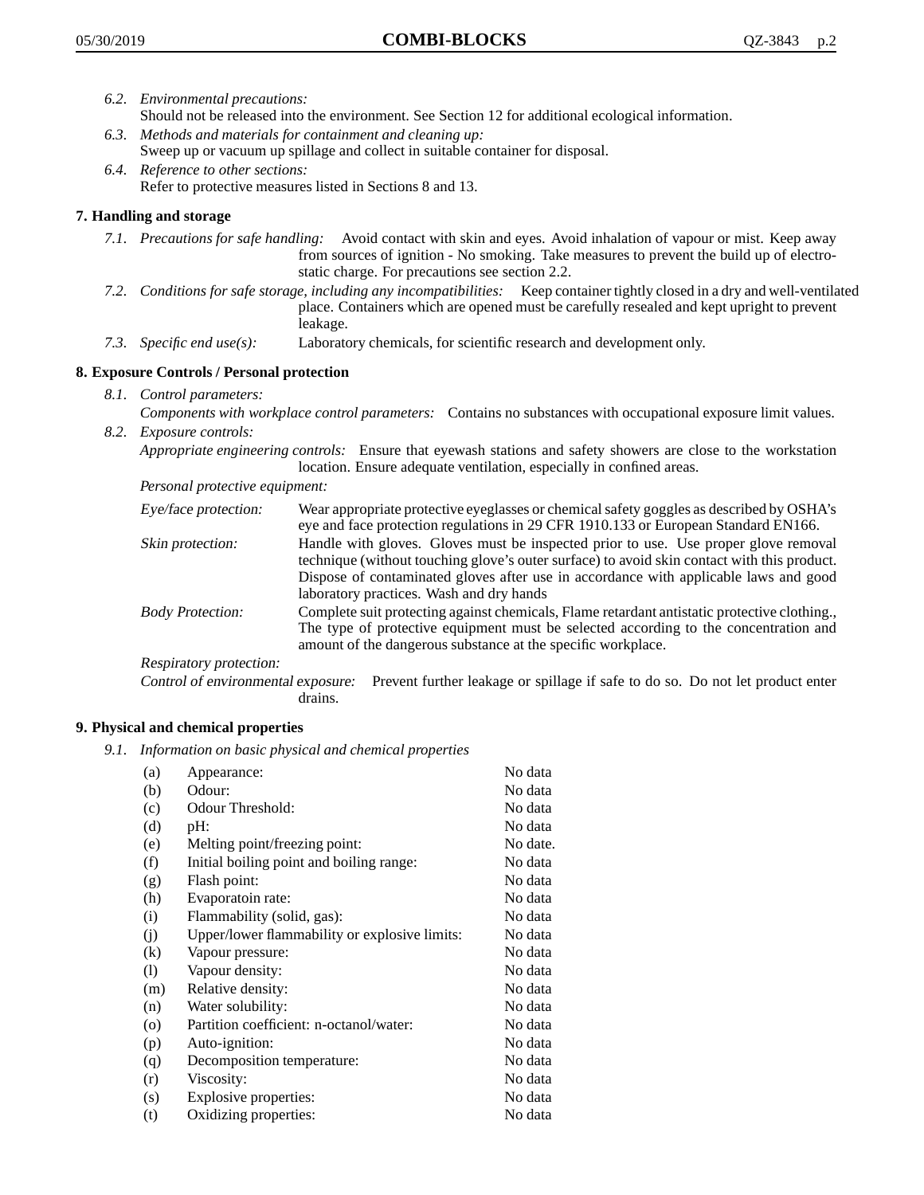6.2. *Environmental precautions:*
Should not be released into the environment. See Section 12 for additional ecological information.

6.3. *Methods and materials for containment and cleaning up:*
Sweep up or vacuum up spillage and collect in suitable container for disposal.

6.4. *Reference to other sections:*
Refer to protective measures listed in Sections 8 and 13.

## 7. Handling and storage

7.1. *Precautions for safe handling:* Avoid contact with skin and eyes. Avoid inhalation of vapour or mist. Keep away from sources of ignition - No smoking. Take measures to prevent the build up of electrostatic charge. For precautions see section 2.2.

7.2. *Conditions for safe storage, including any incompatibilities:* Keep container tightly closed in a dry and well-ventilated place. Containers which are opened must be carefully resealed and kept upright to prevent leakage.

7.3. *Specific end use(s):* Laboratory chemicals, for scientific research and development only.

## 8. Exposure Controls / Personal protection

8.1. *Control parameters:*
*Components with workplace control parameters:* Contains no substances with occupational exposure limit values.

8.2. *Exposure controls:*
*Appropriate engineering controls:* Ensure that eyewash stations and safety showers are close to the workstation location. Ensure adequate ventilation, especially in confined areas.

*Personal protective equipment:*

*Eye/face protection:* Wear appropriate protective eyeglasses or chemical safety goggles as described by OSHA's eye and face protection regulations in 29 CFR 1910.133 or European Standard EN166.

*Skin protection:* Handle with gloves. Gloves must be inspected prior to use. Use proper glove removal technique (without touching glove's outer surface) to avoid skin contact with this product. Dispose of contaminated gloves after use in accordance with applicable laws and good laboratory practices. Wash and dry hands

*Body Protection:* Complete suit protecting against chemicals, Flame retardant antistatic protective clothing., The type of protective equipment must be selected according to the concentration and amount of the dangerous substance at the specific workplace.

*Respiratory protection:*

*Control of environmental exposure:* Prevent further leakage or spillage if safe to do so. Do not let product enter drains.

## 9. Physical and chemical properties

9.1. *Information on basic physical and chemical properties*

| | | |
|---|---|---|
| (a) | Appearance: | No data |
| (b) | Odour: | No data |
| (c) | Odour Threshold: | No data |
| (d) | pH: | No data |
| (e) | Melting point/freezing point: | No date. |
| (f) | Initial boiling point and boiling range: | No data |
| (g) | Flash point: | No data |
| (h) | Evaporatoin rate: | No data |
| (i) | Flammability (solid, gas): | No data |
| (j) | Upper/lower flammability or explosive limits: | No data |
| (k) | Vapour pressure: | No data |
| (l) | Vapour density: | No data |
| (m) | Relative density: | No data |
| (n) | Water solubility: | No data |
| (o) | Partition coefficient: n-octanol/water: | No data |
| (p) | Auto-ignition: | No data |
| (q) | Decomposition temperature: | No data |
| (r) | Viscosity: | No data |
| (s) | Explosive properties: | No data |
| (t) | Oxidizing properties: | No data |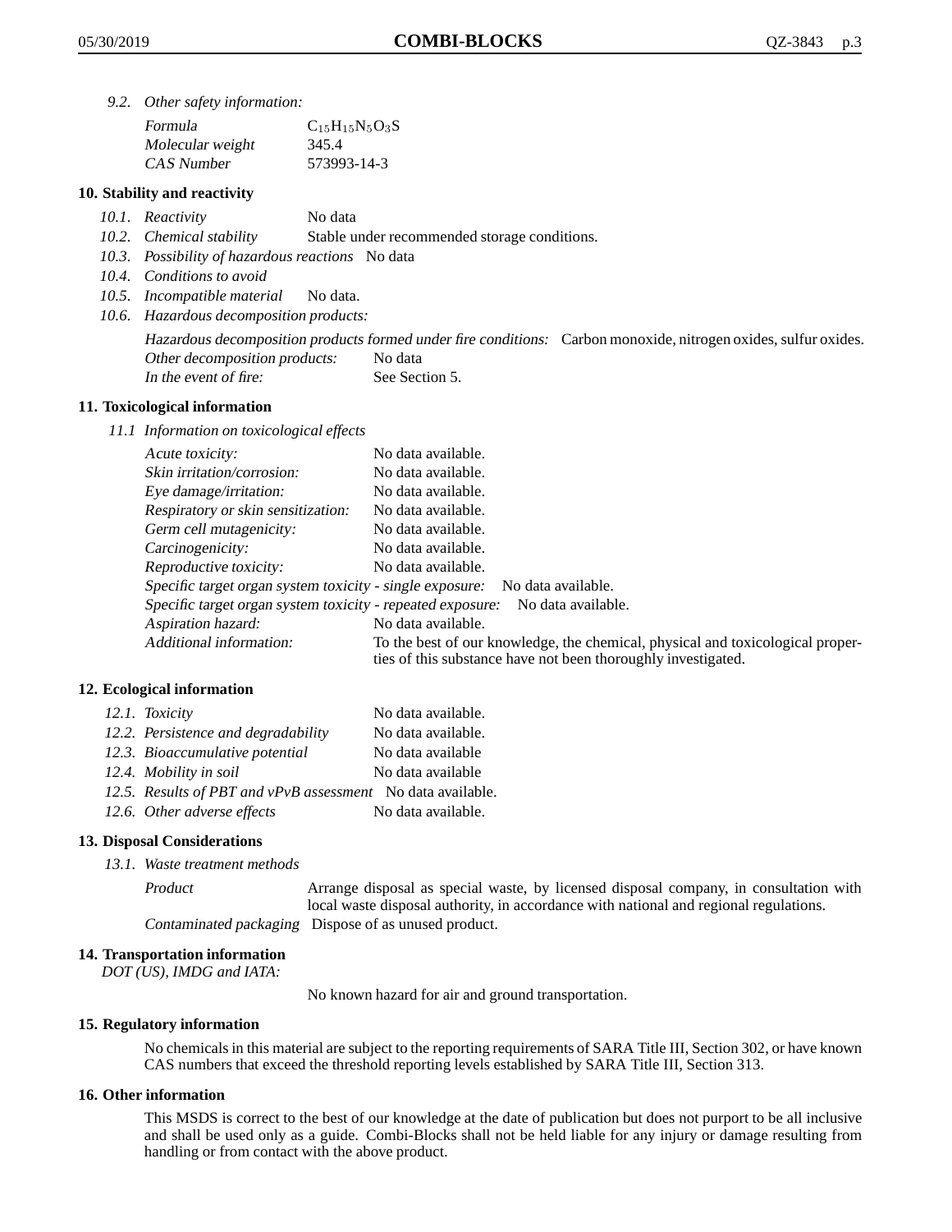*9.2. Other safety information:*

| | |
|---|---|
| *Formula* | $C_{15}H_{15}N_5O_3S$ |
| *Molecular weight* | 345.4 |
| *CAS Number* | 573993-14-3 |

## 10. Stability and reactivity

*10.1. Reactivity* No data

*10.2. Chemical stability* Stable under recommended storage conditions.

*10.3. Possibility of hazardous reactions* No data

*10.4. Conditions to avoid*

*10.5. Incompatible material* No data.

*10.6. Hazardous decomposition products:*

*Hazardous decomposition products formed under fire conditions:* Carbon monoxide, nitrogen oxides, sulfur oxides.

*Other decomposition products:* No data

*In the event of fire:* See Section 5.

## 11. Toxicological information

*11.1 Information on toxicological effects*

| | |
|---|---|
| *Acute toxicity:* | No data available. |
| *Skin irritation/corrosion:* | No data available. |
| *Eye damage/irritation:* | No data available. |
| *Respiratory or skin sensitization:* | No data available. |
| *Germ cell mutagenicity:* | No data available. |
| *Carcinogenicity:* | No data available. |
| *Reproductive toxicity:* | No data available. |
| *Specific target organ system toxicity - single exposure:* | No data available. |
| *Specific target organ system toxicity - repeated exposure:* | No data available. |
| *Aspiration hazard:* | No data available. |
| *Additional information:* | To the best of our knowledge, the chemical, physical and toxicological properties of this substance have not been thoroughly investigated. |

## 12. Ecological information

| | |
|---|---|
| *12.1. Toxicity* | No data available. |
| *12.2. Persistence and degradability* | No data available. |
| *12.3. Bioaccumulative potential* | No data available |
| *12.4. Mobility in soil* | No data available |
| *12.5. Results of PBT and vPvB assessment* | No data available. |
| *12.6. Other adverse effects* | No data available. |

## 13. Disposal Considerations

*13.1. Waste treatment methods*

*Product* Arrange disposal as special waste, by licensed disposal company, in consultation with local waste disposal authority, in accordance with national and regional regulations.

*Contaminated packaging* Dispose of as unused product.

## 14. Transportation information

*DOT (US), IMDG and IATA:*

No known hazard for air and ground transportation.

## 15. Regulatory information

No chemicals in this material are subject to the reporting requirements of SARA Title III, Section 302, or have known CAS numbers that exceed the threshold reporting levels established by SARA Title III, Section 313.

## 16. Other information

This MSDS is correct to the best of our knowledge at the date of publication but does not purport to be all inclusive and shall be used only as a guide. Combi-Blocks shall not be held liable for any injury or damage resulting from handling or from contact with the above product.